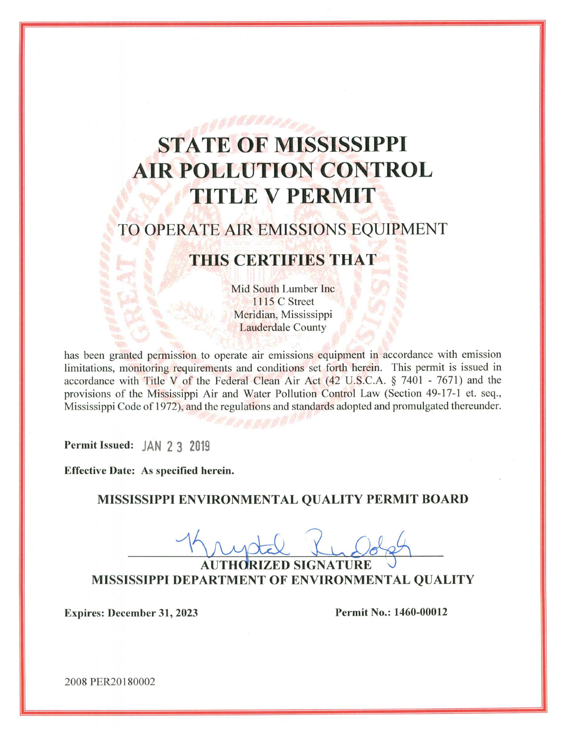# STATE OF MISSISSIPPI AIR POLLUTION CONTROL TITLE V PERMIT

## TO OPERATE AIR EMISSIONS EQUIPMENT

## THIS CERTIFIES THAT

Mid South Lumber Inc
1115 C Street
Meridian, Mississippi
Lauderdale County

has been granted permission to operate air emissions equipment in accordance with emission limitations, monitoring requirements and conditions set forth herein. This permit is issued in accordance with Title V of the Federal Clean Air Act (42 U.S.C.A. § 7401 - 7671) and the provisions of the Mississippi Air and Water Pollution Control Law (Section 49-17-1 et. seq., Mississippi Code of 1972), and the regulations and standards adopted and promulgated thereunder.

**Permit Issued:** JAN 23 2019

**Effective Date: As specified herein.**

**MISSISSIPPI ENVIRONMENTAL QUALITY PERMIT BOARD**

Krystal Rudolph

**AUTHORIZED SIGNATURE**
**MISSISSIPPI DEPARTMENT OF ENVIRONMENTAL QUALITY**

**Expires: December 31, 2023** **Permit No.: 1460-00012**

2008 PER20180002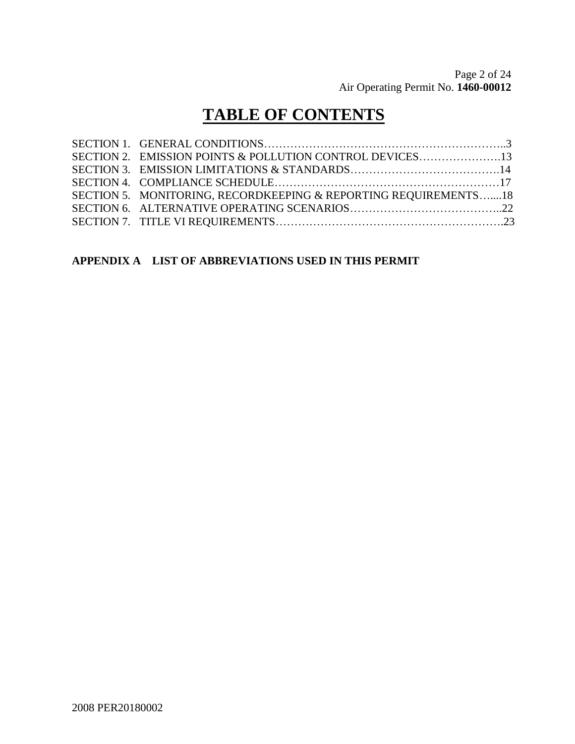# TABLE OF CONTENTS

SECTION 1. GENERAL CONDITIONS……………………………………………………..3
SECTION 2. EMISSION POINTS & POLLUTION CONTROL DEVICES………………….13
SECTION 3. EMISSION LIMITATIONS & STANDARDS………………………………….14
SECTION 4. COMPLIANCE SCHEDULE…………………………………………………17
SECTION 5. MONITORING, RECORDKEEPING & REPORTING REQUIREMENTS…....18
SECTION 6. ALTERNATIVE OPERATING SCENARIOS…………………………………..22
SECTION 7. TITLE VI REQUIREMENTS……………………………………………….23

**APPENDIX A LIST OF ABBREVIATIONS USED IN THIS PERMIT**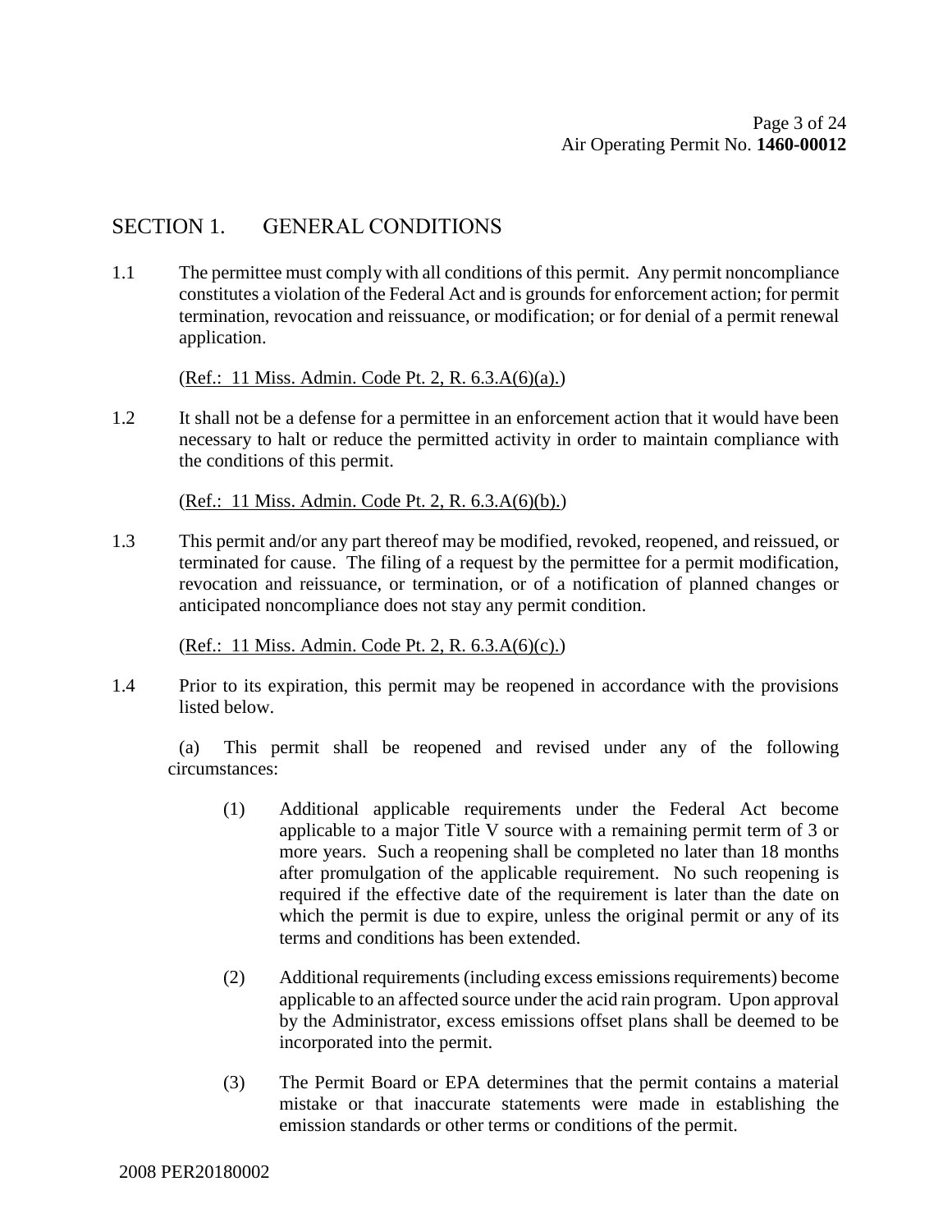## SECTION 1. GENERAL CONDITIONS

1.1 The permittee must comply with all conditions of this permit. Any permit noncompliance constitutes a violation of the Federal Act and is grounds for enforcement action; for permit termination, revocation and reissuance, or modification; or for denial of a permit renewal application.

(Ref.: 11 Miss. Admin. Code Pt. 2, R. 6.3.A(6)(a).)

1.2 It shall not be a defense for a permittee in an enforcement action that it would have been necessary to halt or reduce the permitted activity in order to maintain compliance with the conditions of this permit.

(Ref.: 11 Miss. Admin. Code Pt. 2, R. 6.3.A(6)(b).)

1.3 This permit and/or any part thereof may be modified, revoked, reopened, and reissued, or terminated for cause. The filing of a request by the permittee for a permit modification, revocation and reissuance, or termination, or of a notification of planned changes or anticipated noncompliance does not stay any permit condition.

(Ref.: 11 Miss. Admin. Code Pt. 2, R. 6.3.A(6)(c).)

1.4 Prior to its expiration, this permit may be reopened in accordance with the provisions listed below.

(a) This permit shall be reopened and revised under any of the following circumstances:

(1) Additional applicable requirements under the Federal Act become applicable to a major Title V source with a remaining permit term of 3 or more years. Such a reopening shall be completed no later than 18 months after promulgation of the applicable requirement. No such reopening is required if the effective date of the requirement is later than the date on which the permit is due to expire, unless the original permit or any of its terms and conditions has been extended.

(2) Additional requirements (including excess emissions requirements) become applicable to an affected source under the acid rain program. Upon approval by the Administrator, excess emissions offset plans shall be deemed to be incorporated into the permit.

(3) The Permit Board or EPA determines that the permit contains a material mistake or that inaccurate statements were made in establishing the emission standards or other terms or conditions of the permit.

2008 PER20180002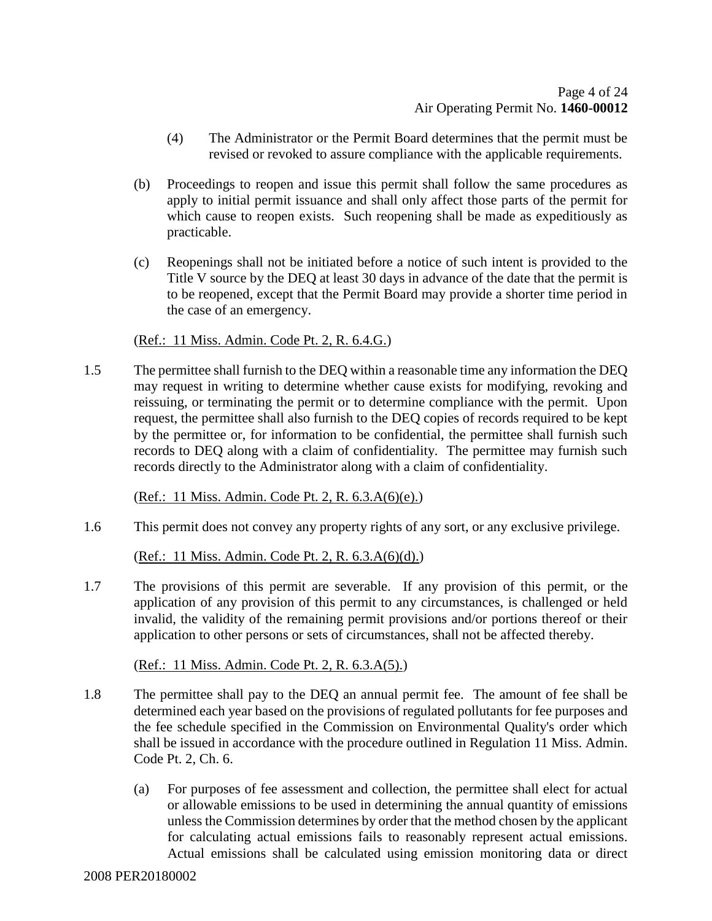(4) The Administrator or the Permit Board determines that the permit must be revised or revoked to assure compliance with the applicable requirements.

(b) Proceedings to reopen and issue this permit shall follow the same procedures as apply to initial permit issuance and shall only affect those parts of the permit for which cause to reopen exists. Such reopening shall be made as expeditiously as practicable.

(c) Reopenings shall not be initiated before a notice of such intent is provided to the Title V source by the DEQ at least 30 days in advance of the date that the permit is to be reopened, except that the Permit Board may provide a shorter time period in the case of an emergency.

(Ref.: 11 Miss. Admin. Code Pt. 2, R. 6.4.G.)

1.5 The permittee shall furnish to the DEQ within a reasonable time any information the DEQ may request in writing to determine whether cause exists for modifying, revoking and reissuing, or terminating the permit or to determine compliance with the permit. Upon request, the permittee shall also furnish to the DEQ copies of records required to be kept by the permittee or, for information to be confidential, the permittee shall furnish such records to DEQ along with a claim of confidentiality. The permittee may furnish such records directly to the Administrator along with a claim of confidentiality.

(Ref.: 11 Miss. Admin. Code Pt. 2, R. 6.3.A(6)(e).)

1.6 This permit does not convey any property rights of any sort, or any exclusive privilege.

(Ref.: 11 Miss. Admin. Code Pt. 2, R. 6.3.A(6)(d).)

1.7 The provisions of this permit are severable. If any provision of this permit, or the application of any provision of this permit to any circumstances, is challenged or held invalid, the validity of the remaining permit provisions and/or portions thereof or their application to other persons or sets of circumstances, shall not be affected thereby.

(Ref.: 11 Miss. Admin. Code Pt. 2, R. 6.3.A(5).)

1.8 The permittee shall pay to the DEQ an annual permit fee. The amount of fee shall be determined each year based on the provisions of regulated pollutants for fee purposes and the fee schedule specified in the Commission on Environmental Quality's order which shall be issued in accordance with the procedure outlined in Regulation 11 Miss. Admin. Code Pt. 2, Ch. 6.

(a) For purposes of fee assessment and collection, the permittee shall elect for actual or allowable emissions to be used in determining the annual quantity of emissions unless the Commission determines by order that the method chosen by the applicant for calculating actual emissions fails to reasonably represent actual emissions. Actual emissions shall be calculated using emission monitoring data or direct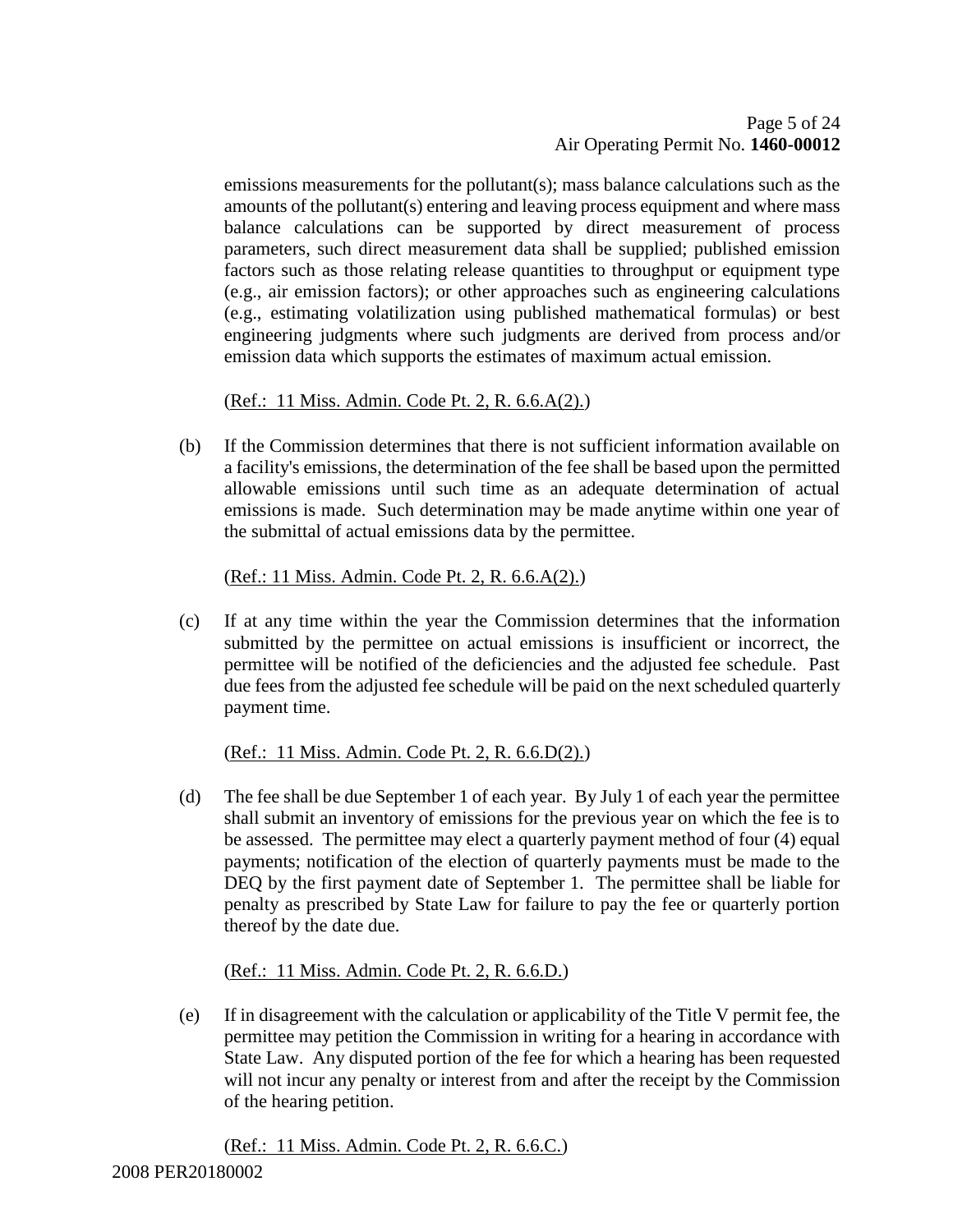emissions measurements for the pollutant(s); mass balance calculations such as the amounts of the pollutant(s) entering and leaving process equipment and where mass balance calculations can be supported by direct measurement of process parameters, such direct measurement data shall be supplied; published emission factors such as those relating release quantities to throughput or equipment type (e.g., air emission factors); or other approaches such as engineering calculations (e.g., estimating volatilization using published mathematical formulas) or best engineering judgments where such judgments are derived from process and/or emission data which supports the estimates of maximum actual emission.

(Ref.: 11 Miss. Admin. Code Pt. 2, R. 6.6.A(2).)

(b) If the Commission determines that there is not sufficient information available on a facility's emissions, the determination of the fee shall be based upon the permitted allowable emissions until such time as an adequate determination of actual emissions is made. Such determination may be made anytime within one year of the submittal of actual emissions data by the permittee.

(Ref.: 11 Miss. Admin. Code Pt. 2, R. 6.6.A(2).)

(c) If at any time within the year the Commission determines that the information submitted by the permittee on actual emissions is insufficient or incorrect, the permittee will be notified of the deficiencies and the adjusted fee schedule. Past due fees from the adjusted fee schedule will be paid on the next scheduled quarterly payment time.

(Ref.: 11 Miss. Admin. Code Pt. 2, R. 6.6.D(2).)

(d) The fee shall be due September 1 of each year. By July 1 of each year the permittee shall submit an inventory of emissions for the previous year on which the fee is to be assessed. The permittee may elect a quarterly payment method of four (4) equal payments; notification of the election of quarterly payments must be made to the DEQ by the first payment date of September 1. The permittee shall be liable for penalty as prescribed by State Law for failure to pay the fee or quarterly portion thereof by the date due.

(Ref.: 11 Miss. Admin. Code Pt. 2, R. 6.6.D.)

(e) If in disagreement with the calculation or applicability of the Title V permit fee, the permittee may petition the Commission in writing for a hearing in accordance with State Law. Any disputed portion of the fee for which a hearing has been requested will not incur any penalty or interest from and after the receipt by the Commission of the hearing petition.

(Ref.: 11 Miss. Admin. Code Pt. 2, R. 6.6.C.)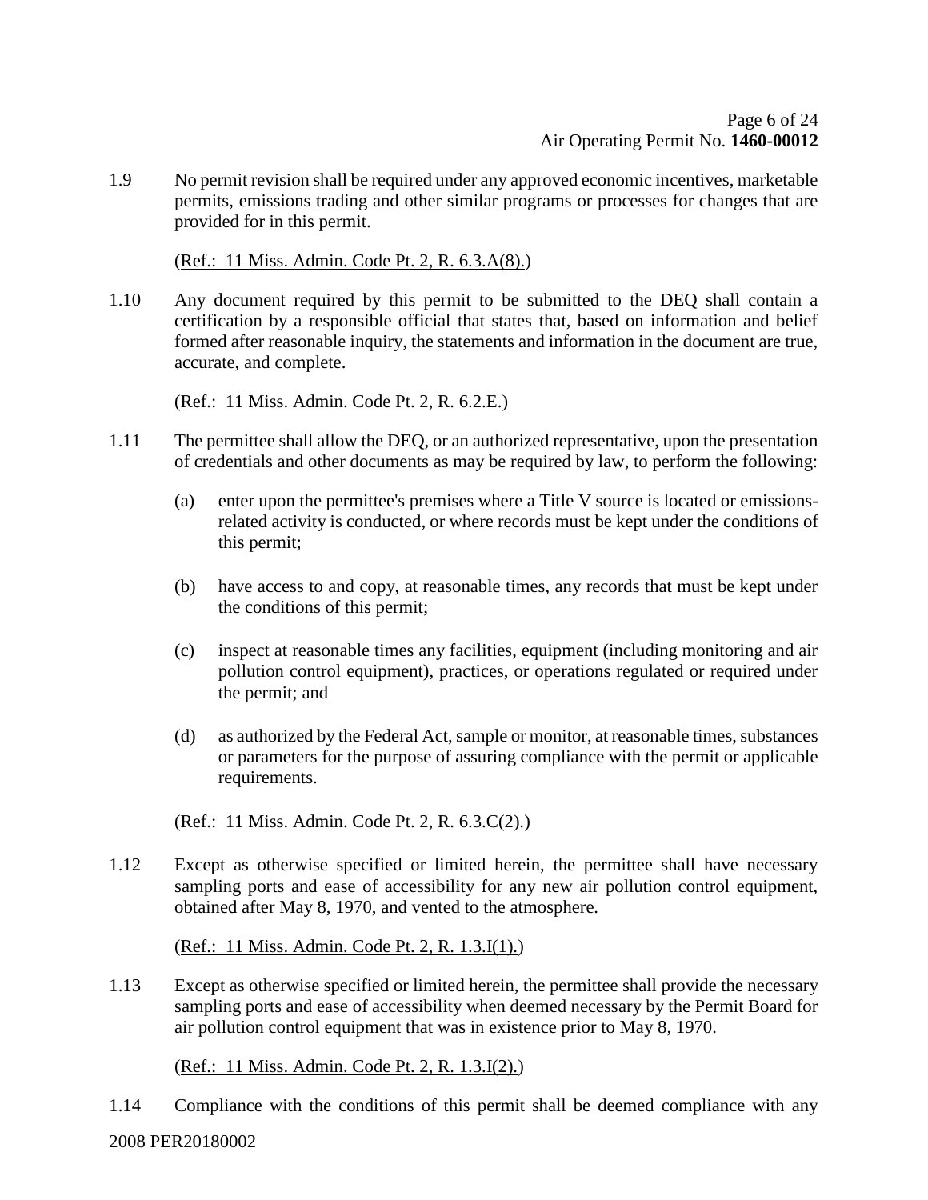1.9 No permit revision shall be required under any approved economic incentives, marketable permits, emissions trading and other similar programs or processes for changes that are provided for in this permit.

(Ref.: 11 Miss. Admin. Code Pt. 2, R. 6.3.A(8).)

1.10 Any document required by this permit to be submitted to the DEQ shall contain a certification by a responsible official that states that, based on information and belief formed after reasonable inquiry, the statements and information in the document are true, accurate, and complete.

(Ref.: 11 Miss. Admin. Code Pt. 2, R. 6.2.E.)

1.11 The permittee shall allow the DEQ, or an authorized representative, upon the presentation of credentials and other documents as may be required by law, to perform the following:

(a) enter upon the permittee's premises where a Title V source is located or emissions-related activity is conducted, or where records must be kept under the conditions of this permit;

(b) have access to and copy, at reasonable times, any records that must be kept under the conditions of this permit;

(c) inspect at reasonable times any facilities, equipment (including monitoring and air pollution control equipment), practices, or operations regulated or required under the permit; and

(d) as authorized by the Federal Act, sample or monitor, at reasonable times, substances or parameters for the purpose of assuring compliance with the permit or applicable requirements.

(Ref.: 11 Miss. Admin. Code Pt. 2, R. 6.3.C(2).)

1.12 Except as otherwise specified or limited herein, the permittee shall have necessary sampling ports and ease of accessibility for any new air pollution control equipment, obtained after May 8, 1970, and vented to the atmosphere.

(Ref.: 11 Miss. Admin. Code Pt. 2, R. 1.3.I(1).)

1.13 Except as otherwise specified or limited herein, the permittee shall provide the necessary sampling ports and ease of accessibility when deemed necessary by the Permit Board for air pollution control equipment that was in existence prior to May 8, 1970.

(Ref.: 11 Miss. Admin. Code Pt. 2, R. 1.3.I(2).)

1.14 Compliance with the conditions of this permit shall be deemed compliance with any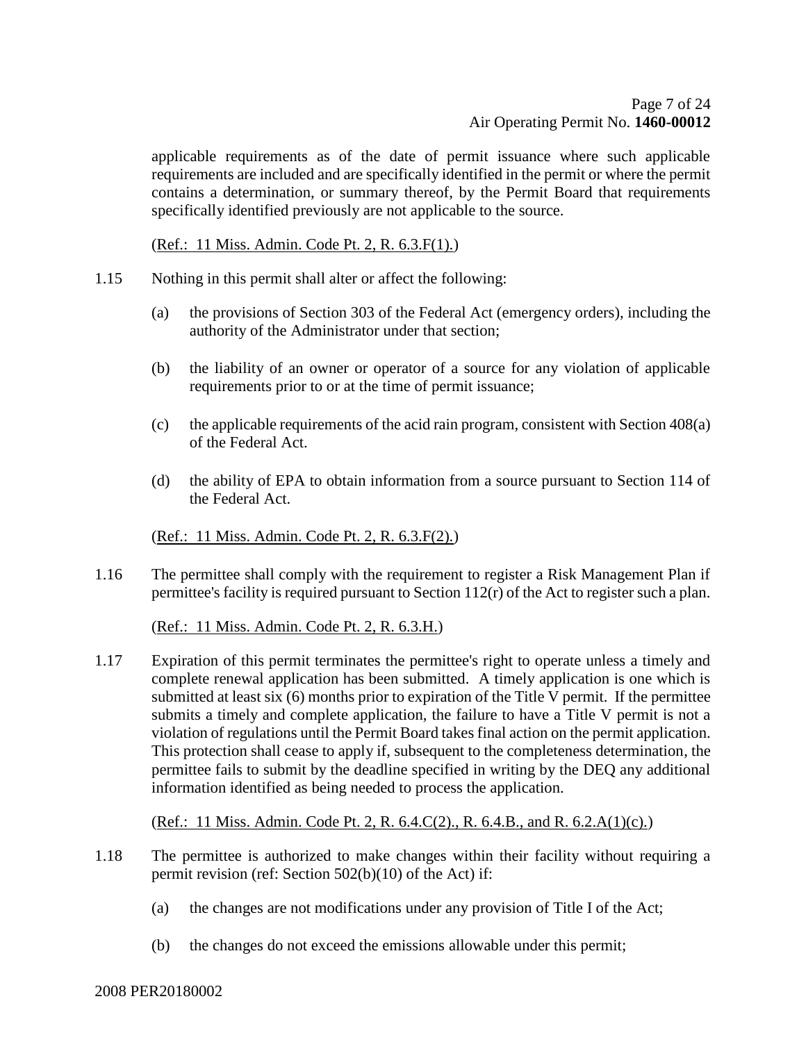applicable requirements as of the date of permit issuance where such applicable requirements are included and are specifically identified in the permit or where the permit contains a determination, or summary thereof, by the Permit Board that requirements specifically identified previously are not applicable to the source.

(Ref.: 11 Miss. Admin. Code Pt. 2, R. 6.3.F(1).)

1.15 Nothing in this permit shall alter or affect the following:

(a) the provisions of Section 303 of the Federal Act (emergency orders), including the authority of the Administrator under that section;

(b) the liability of an owner or operator of a source for any violation of applicable requirements prior to or at the time of permit issuance;

(c) the applicable requirements of the acid rain program, consistent with Section 408(a) of the Federal Act.

(d) the ability of EPA to obtain information from a source pursuant to Section 114 of the Federal Act.

(Ref.: 11 Miss. Admin. Code Pt. 2, R. 6.3.F(2).)

1.16 The permittee shall comply with the requirement to register a Risk Management Plan if permittee's facility is required pursuant to Section 112(r) of the Act to register such a plan.

(Ref.: 11 Miss. Admin. Code Pt. 2, R. 6.3.H.)

1.17 Expiration of this permit terminates the permittee's right to operate unless a timely and complete renewal application has been submitted. A timely application is one which is submitted at least six (6) months prior to expiration of the Title V permit. If the permittee submits a timely and complete application, the failure to have a Title V permit is not a violation of regulations until the Permit Board takes final action on the permit application. This protection shall cease to apply if, subsequent to the completeness determination, the permittee fails to submit by the deadline specified in writing by the DEQ any additional information identified as being needed to process the application.

(Ref.: 11 Miss. Admin. Code Pt. 2, R. 6.4.C(2)., R. 6.4.B., and R. 6.2.A(1)(c).)

1.18 The permittee is authorized to make changes within their facility without requiring a permit revision (ref: Section 502(b)(10) of the Act) if:

(a) the changes are not modifications under any provision of Title I of the Act;

(b) the changes do not exceed the emissions allowable under this permit;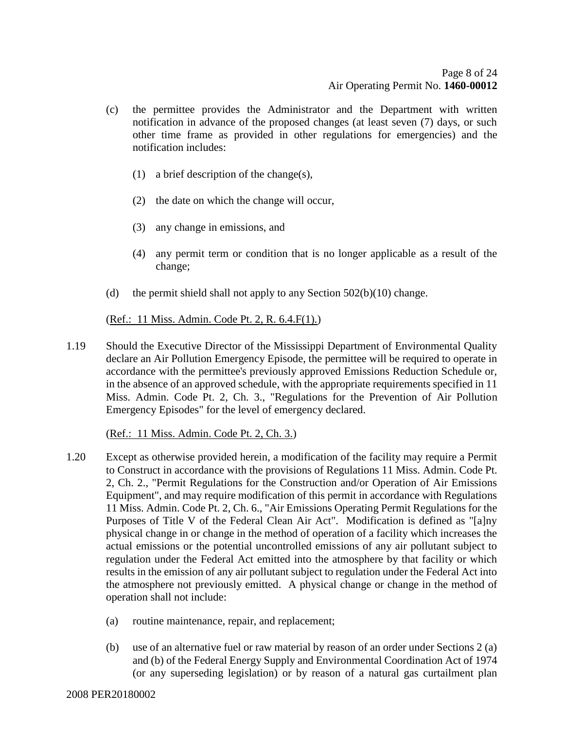(c) the permittee provides the Administrator and the Department with written notification in advance of the proposed changes (at least seven (7) days, or such other time frame as provided in other regulations for emergencies) and the notification includes:

   (1) a brief description of the change(s),

   (2) the date on which the change will occur,

   (3) any change in emissions, and

   (4) any permit term or condition that is no longer applicable as a result of the change;

(d) the permit shield shall not apply to any Section 502(b)(10) change.

(Ref.: 11 Miss. Admin. Code Pt. 2, R. 6.4.F(1).)

1.19 Should the Executive Director of the Mississippi Department of Environmental Quality declare an Air Pollution Emergency Episode, the permittee will be required to operate in accordance with the permittee's previously approved Emissions Reduction Schedule or, in the absence of an approved schedule, with the appropriate requirements specified in 11 Miss. Admin. Code Pt. 2, Ch. 3., "Regulations for the Prevention of Air Pollution Emergency Episodes" for the level of emergency declared.

(Ref.: 11 Miss. Admin. Code Pt. 2, Ch. 3.)

1.20 Except as otherwise provided herein, a modification of the facility may require a Permit to Construct in accordance with the provisions of Regulations 11 Miss. Admin. Code Pt. 2, Ch. 2., "Permit Regulations for the Construction and/or Operation of Air Emissions Equipment", and may require modification of this permit in accordance with Regulations 11 Miss. Admin. Code Pt. 2, Ch. 6., "Air Emissions Operating Permit Regulations for the Purposes of Title V of the Federal Clean Air Act". Modification is defined as "[a]ny physical change in or change in the method of operation of a facility which increases the actual emissions or the potential uncontrolled emissions of any air pollutant subject to regulation under the Federal Act emitted into the atmosphere by that facility or which results in the emission of any air pollutant subject to regulation under the Federal Act into the atmosphere not previously emitted. A physical change or change in the method of operation shall not include:

(a) routine maintenance, repair, and replacement;

(b) use of an alternative fuel or raw material by reason of an order under Sections 2 (a) and (b) of the Federal Energy Supply and Environmental Coordination Act of 1974 (or any superseding legislation) or by reason of a natural gas curtailment plan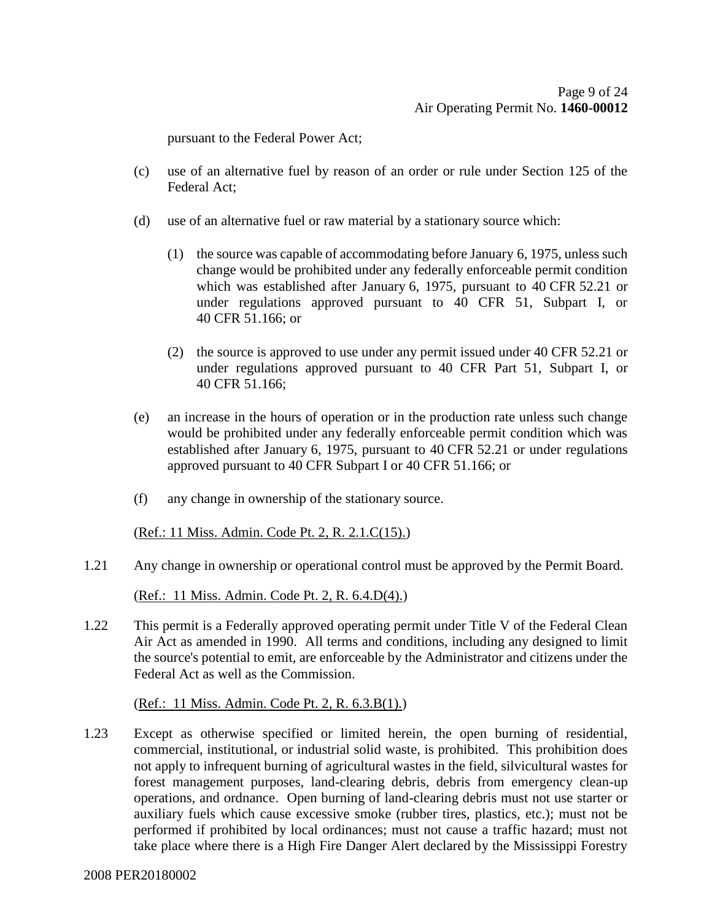pursuant to the Federal Power Act;

(c) use of an alternative fuel by reason of an order or rule under Section 125 of the Federal Act;

(d) use of an alternative fuel or raw material by a stationary source which:

   (1) the source was capable of accommodating before January 6, 1975, unless such change would be prohibited under any federally enforceable permit condition which was established after January 6, 1975, pursuant to 40 CFR 52.21 or under regulations approved pursuant to 40 CFR 51, Subpart I, or 40 CFR 51.166; or

   (2) the source is approved to use under any permit issued under 40 CFR 52.21 or under regulations approved pursuant to 40 CFR Part 51, Subpart I, or 40 CFR 51.166;

(e) an increase in the hours of operation or in the production rate unless such change would be prohibited under any federally enforceable permit condition which was established after January 6, 1975, pursuant to 40 CFR 52.21 or under regulations approved pursuant to 40 CFR Subpart I or 40 CFR 51.166; or

(f) any change in ownership of the stationary source.

(Ref.: 11 Miss. Admin. Code Pt. 2, R. 2.1.C(15).)

1.21 Any change in ownership or operational control must be approved by the Permit Board.

(Ref.: 11 Miss. Admin. Code Pt. 2, R. 6.4.D(4).)

1.22 This permit is a Federally approved operating permit under Title V of the Federal Clean Air Act as amended in 1990. All terms and conditions, including any designed to limit the source's potential to emit, are enforceable by the Administrator and citizens under the Federal Act as well as the Commission.

(Ref.: 11 Miss. Admin. Code Pt. 2, R. 6.3.B(1).)

1.23 Except as otherwise specified or limited herein, the open burning of residential, commercial, institutional, or industrial solid waste, is prohibited. This prohibition does not apply to infrequent burning of agricultural wastes in the field, silvicultural wastes for forest management purposes, land-clearing debris, debris from emergency clean-up operations, and ordnance. Open burning of land-clearing debris must not use starter or auxiliary fuels which cause excessive smoke (rubber tires, plastics, etc.); must not be performed if prohibited by local ordinances; must not cause a traffic hazard; must not take place where there is a High Fire Danger Alert declared by the Mississippi Forestry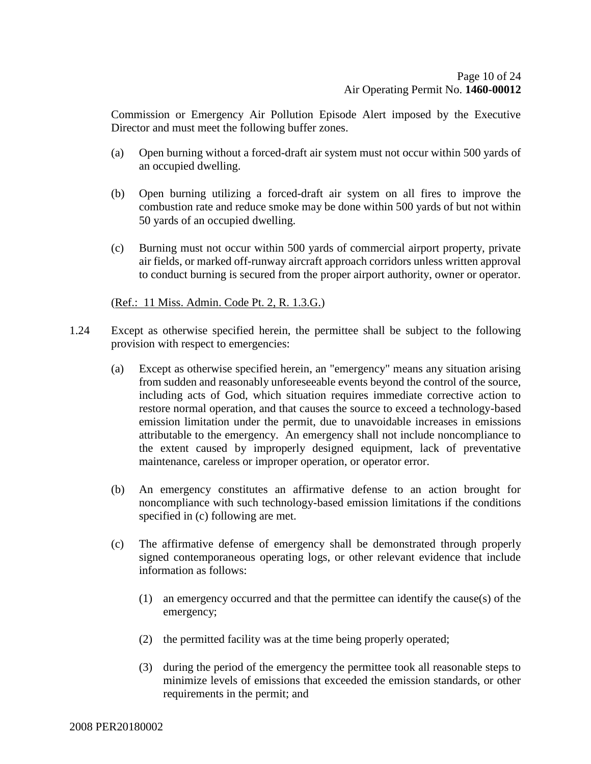Commission or Emergency Air Pollution Episode Alert imposed by the Executive Director and must meet the following buffer zones.

(a) Open burning without a forced-draft air system must not occur within 500 yards of an occupied dwelling.

(b) Open burning utilizing a forced-draft air system on all fires to improve the combustion rate and reduce smoke may be done within 500 yards of but not within 50 yards of an occupied dwelling.

(c) Burning must not occur within 500 yards of commercial airport property, private air fields, or marked off-runway aircraft approach corridors unless written approval to conduct burning is secured from the proper airport authority, owner or operator.

(Ref.: 11 Miss. Admin. Code Pt. 2, R. 1.3.G.)

1.24 Except as otherwise specified herein, the permittee shall be subject to the following provision with respect to emergencies:

(a) Except as otherwise specified herein, an "emergency" means any situation arising from sudden and reasonably unforeseeable events beyond the control of the source, including acts of God, which situation requires immediate corrective action to restore normal operation, and that causes the source to exceed a technology-based emission limitation under the permit, due to unavoidable increases in emissions attributable to the emergency. An emergency shall not include noncompliance to the extent caused by improperly designed equipment, lack of preventative maintenance, careless or improper operation, or operator error.

(b) An emergency constitutes an affirmative defense to an action brought for noncompliance with such technology-based emission limitations if the conditions specified in (c) following are met.

(c) The affirmative defense of emergency shall be demonstrated through properly signed contemporaneous operating logs, or other relevant evidence that include information as follows:

(1) an emergency occurred and that the permittee can identify the cause(s) of the emergency;

(2) the permitted facility was at the time being properly operated;

(3) during the period of the emergency the permittee took all reasonable steps to minimize levels of emissions that exceeded the emission standards, or other requirements in the permit; and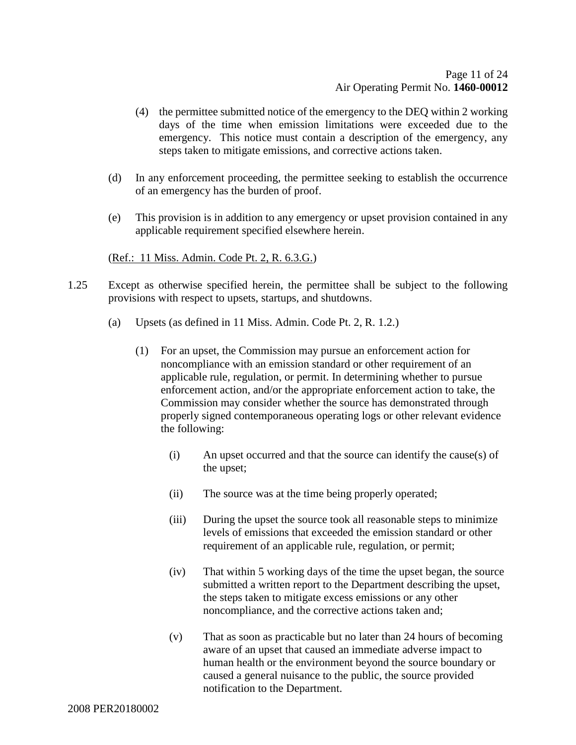(4) the permittee submitted notice of the emergency to the DEQ within 2 working days of the time when emission limitations were exceeded due to the emergency. This notice must contain a description of the emergency, any steps taken to mitigate emissions, and corrective actions taken.

(d) In any enforcement proceeding, the permittee seeking to establish the occurrence of an emergency has the burden of proof.

(e) This provision is in addition to any emergency or upset provision contained in any applicable requirement specified elsewhere herein.

(Ref.: 11 Miss. Admin. Code Pt. 2, R. 6.3.G.)

1.25 Except as otherwise specified herein, the permittee shall be subject to the following provisions with respect to upsets, startups, and shutdowns.

(a) Upsets (as defined in 11 Miss. Admin. Code Pt. 2, R. 1.2.)

(1) For an upset, the Commission may pursue an enforcement action for noncompliance with an emission standard or other requirement of an applicable rule, regulation, or permit. In determining whether to pursue enforcement action, and/or the appropriate enforcement action to take, the Commission may consider whether the source has demonstrated through properly signed contemporaneous operating logs or other relevant evidence the following:

(i) An upset occurred and that the source can identify the cause(s) of the upset;

(ii) The source was at the time being properly operated;

(iii) During the upset the source took all reasonable steps to minimize levels of emissions that exceeded the emission standard or other requirement of an applicable rule, regulation, or permit;

(iv) That within 5 working days of the time the upset began, the source submitted a written report to the Department describing the upset, the steps taken to mitigate excess emissions or any other noncompliance, and the corrective actions taken and;

(v) That as soon as practicable but no later than 24 hours of becoming aware of an upset that caused an immediate adverse impact to human health or the environment beyond the source boundary or caused a general nuisance to the public, the source provided notification to the Department.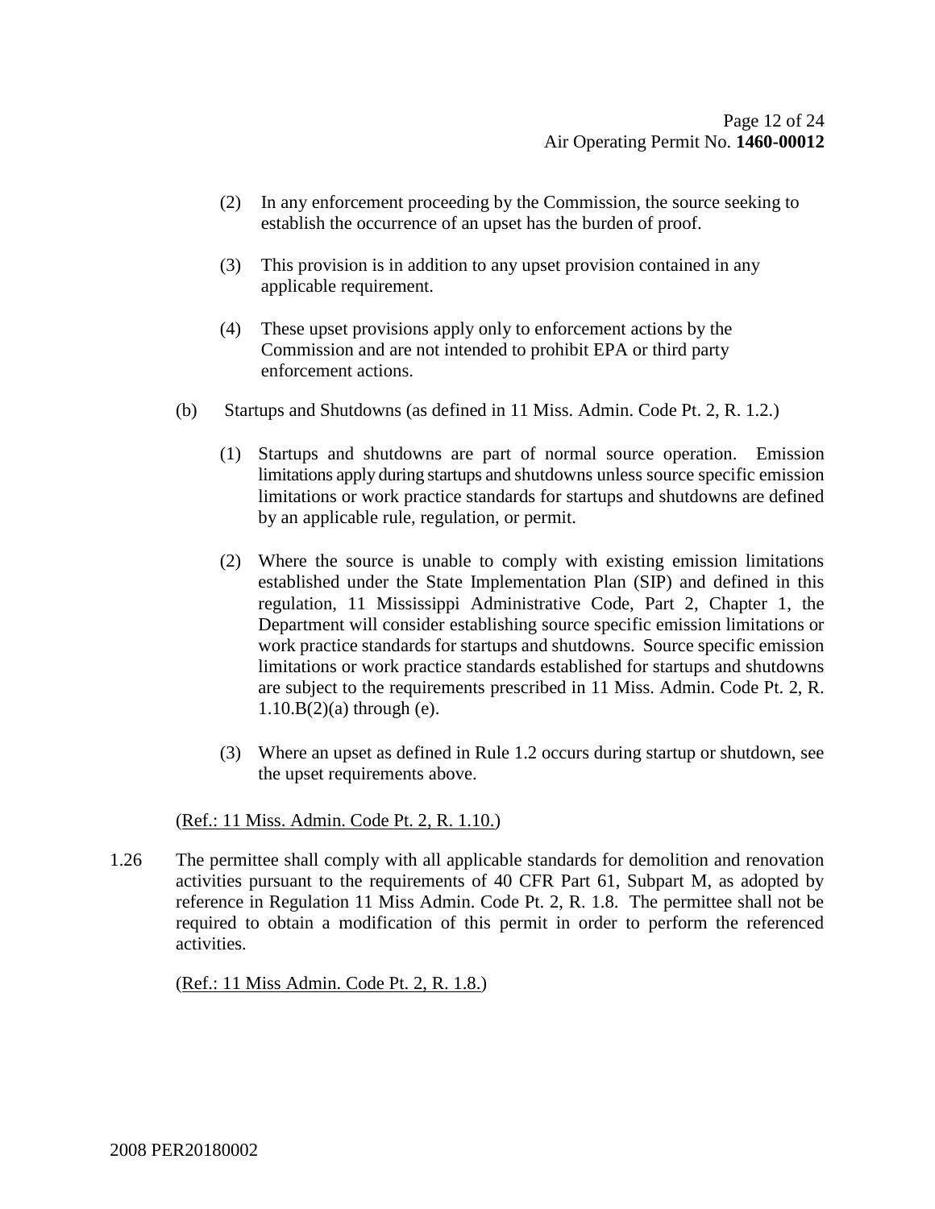(2) In any enforcement proceeding by the Commission, the source seeking to establish the occurrence of an upset has the burden of proof.

(3) This provision is in addition to any upset provision contained in any applicable requirement.

(4) These upset provisions apply only to enforcement actions by the Commission and are not intended to prohibit EPA or third party enforcement actions.

(b) Startups and Shutdowns (as defined in 11 Miss. Admin. Code Pt. 2, R. 1.2.)

(1) Startups and shutdowns are part of normal source operation. Emission limitations apply during startups and shutdowns unless source specific emission limitations or work practice standards for startups and shutdowns are defined by an applicable rule, regulation, or permit.

(2) Where the source is unable to comply with existing emission limitations established under the State Implementation Plan (SIP) and defined in this regulation, 11 Mississippi Administrative Code, Part 2, Chapter 1, the Department will consider establishing source specific emission limitations or work practice standards for startups and shutdowns. Source specific emission limitations or work practice standards established for startups and shutdowns are subject to the requirements prescribed in 11 Miss. Admin. Code Pt. 2, R. 1.10.B(2)(a) through (e).

(3) Where an upset as defined in Rule 1.2 occurs during startup or shutdown, see the upset requirements above.

(Ref.: 11 Miss. Admin. Code Pt. 2, R. 1.10.)

1.26 The permittee shall comply with all applicable standards for demolition and renovation activities pursuant to the requirements of 40 CFR Part 61, Subpart M, as adopted by reference in Regulation 11 Miss Admin. Code Pt. 2, R. 1.8. The permittee shall not be required to obtain a modification of this permit in order to perform the referenced activities.

(Ref.: 11 Miss Admin. Code Pt. 2, R. 1.8.)

2008 PER20180002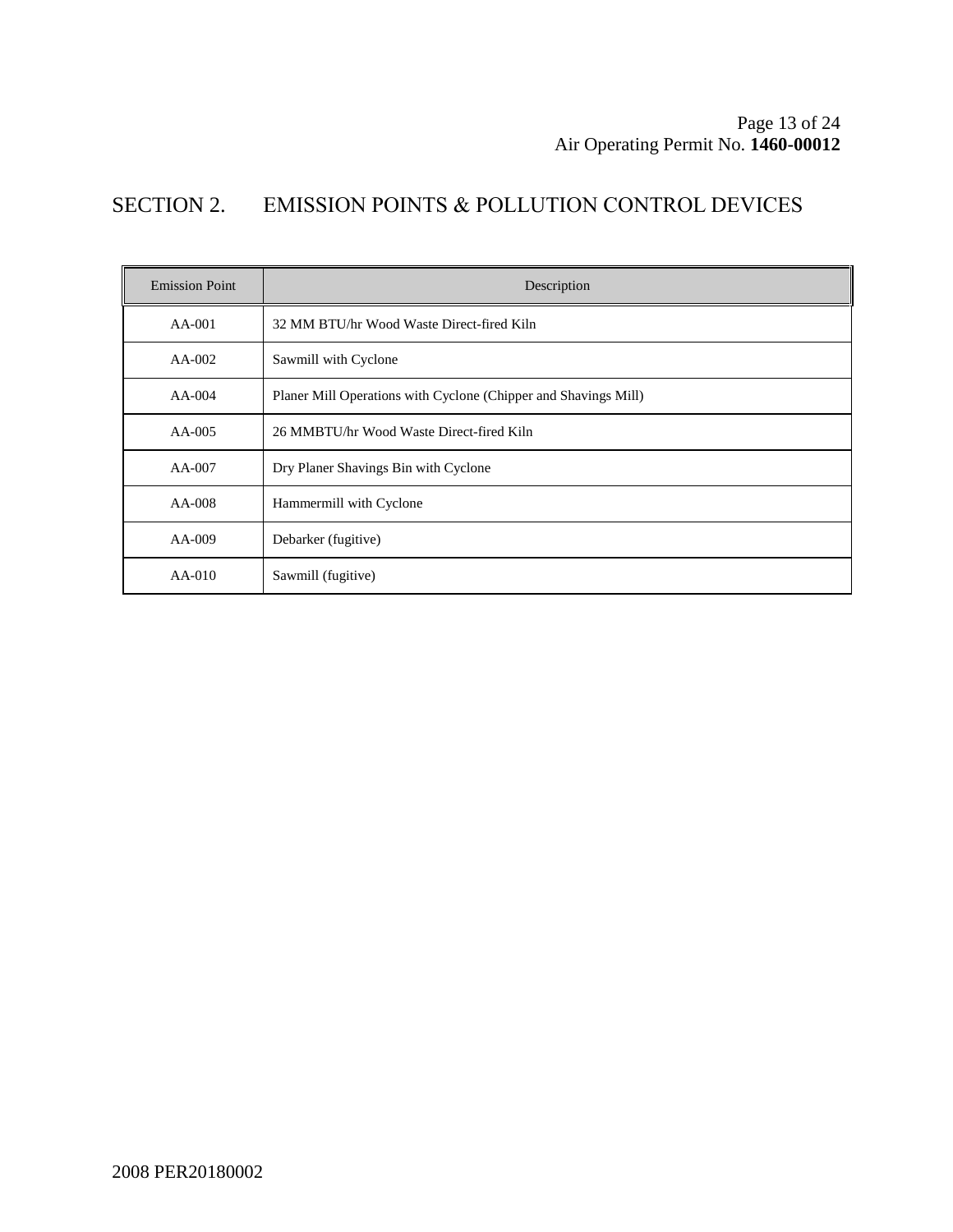# SECTION 2. EMISSION POINTS & POLLUTION CONTROL DEVICES

| Emission Point | Description |
|---|---|
| AA-001 | 32 MM BTU/hr Wood Waste Direct-fired Kiln |
| AA-002 | Sawmill with Cyclone |
| AA-004 | Planer Mill Operations with Cyclone (Chipper and Shavings Mill) |
| AA-005 | 26 MMBTU/hr Wood Waste Direct-fired Kiln |
| AA-007 | Dry Planer Shavings Bin with Cyclone |
| AA-008 | Hammermill with Cyclone |
| AA-009 | Debarker (fugitive) |
| AA-010 | Sawmill (fugitive) |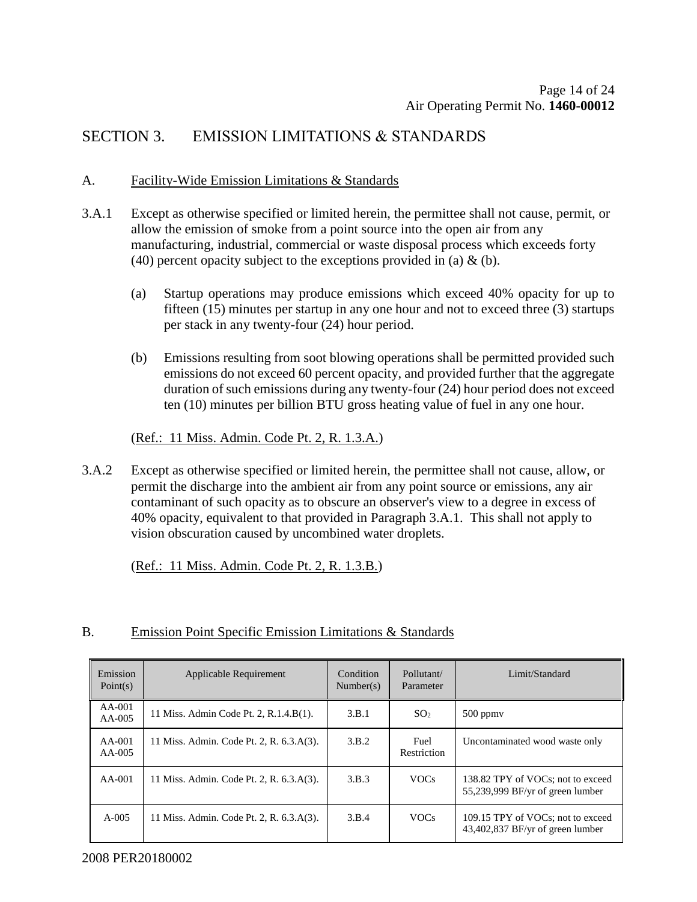## SECTION 3. EMISSION LIMITATIONS & STANDARDS

### A. Facility-Wide Emission Limitations & Standards

3.A.1 Except as otherwise specified or limited herein, the permittee shall not cause, permit, or allow the emission of smoke from a point source into the open air from any manufacturing, industrial, commercial or waste disposal process which exceeds forty (40) percent opacity subject to the exceptions provided in (a) & (b).

(a) Startup operations may produce emissions which exceed 40% opacity for up to fifteen (15) minutes per startup in any one hour and not to exceed three (3) startups per stack in any twenty-four (24) hour period.

(b) Emissions resulting from soot blowing operations shall be permitted provided such emissions do not exceed 60 percent opacity, and provided further that the aggregate duration of such emissions during any twenty-four (24) hour period does not exceed ten (10) minutes per billion BTU gross heating value of fuel in any one hour.

(Ref.: 11 Miss. Admin. Code Pt. 2, R. 1.3.A.)

3.A.2 Except as otherwise specified or limited herein, the permittee shall not cause, allow, or permit the discharge into the ambient air from any point source or emissions, any air contaminant of such opacity as to obscure an observer's view to a degree in excess of 40% opacity, equivalent to that provided in Paragraph 3.A.1. This shall not apply to vision obscuration caused by uncombined water droplets.

(Ref.: 11 Miss. Admin. Code Pt. 2, R. 1.3.B.)

### B. Emission Point Specific Emission Limitations & Standards

| Emission Point(s) | Applicable Requirement | Condition Number(s) | Pollutant/ Parameter | Limit/Standard |
|---|---|---|---|---|
| AA-001 AA-005 | 11 Miss. Admin Code Pt. 2, R.1.4.B(1). | 3.B.1 | $SO_2$ | 500 ppmv |
| AA-001 AA-005 | 11 Miss. Admin. Code Pt. 2, R. 6.3.A(3). | 3.B.2 | Fuel Restriction | Uncontaminated wood waste only |
| AA-001 | 11 Miss. Admin. Code Pt. 2, R. 6.3.A(3). | 3.B.3 | VOCs | 138.82 TPY of VOCs; not to exceed 55,239,999 BF/yr of green lumber |
| A-005 | 11 Miss. Admin. Code Pt. 2, R. 6.3.A(3). | 3.B.4 | VOCs | 109.15 TPY of VOCs; not to exceed 43,402,837 BF/yr of green lumber |

2008 PER20180002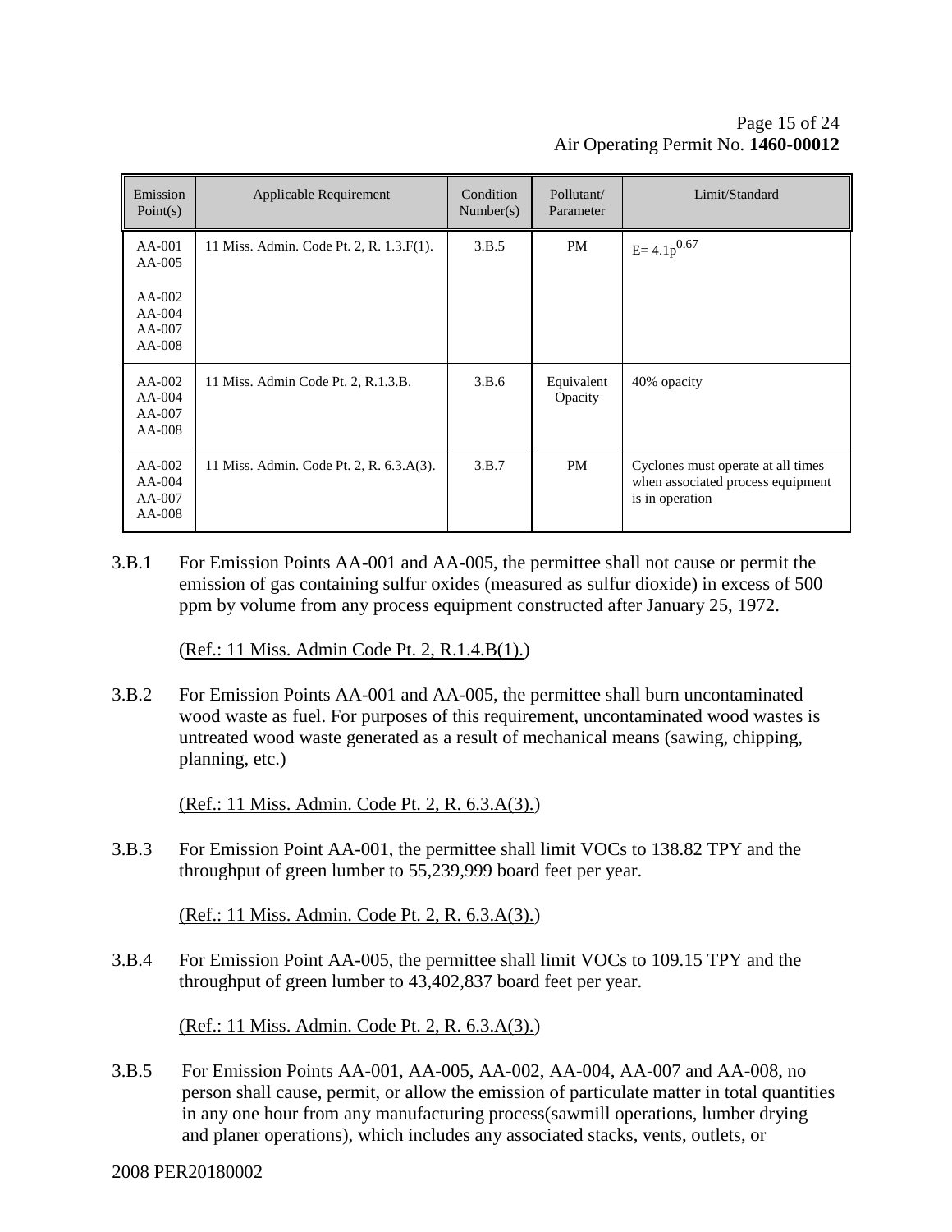| Emission Point(s) | Applicable Requirement | Condition Number(s) | Pollutant/ Parameter | Limit/Standard |
|---|---|---|---|---|
| AA-001<br>AA-005<br><br>AA-002<br>AA-004<br>AA-007<br>AA-008 | 11 Miss. Admin. Code Pt. 2, R. 1.3.F(1). | 3.B.5 | PM | $E= 4.1p^{0.67}$ |
| AA-002<br>AA-004<br>AA-007<br>AA-008 | 11 Miss. Admin Code Pt. 2, R.1.3.B. | 3.B.6 | Equivalent Opacity | 40% opacity |
| AA-002<br>AA-004<br>AA-007<br>AA-008 | 11 Miss. Admin. Code Pt. 2, R. 6.3.A(3). | 3.B.7 | PM | Cyclones must operate at all times when associated process equipment is in operation |

3.B.1 For Emission Points AA-001 and AA-005, the permittee shall not cause or permit the emission of gas containing sulfur oxides (measured as sulfur dioxide) in excess of 500 ppm by volume from any process equipment constructed after January 25, 1972.

(Ref.: 11 Miss. Admin Code Pt. 2, R.1.4.B(1).)

3.B.2 For Emission Points AA-001 and AA-005, the permittee shall burn uncontaminated wood waste as fuel. For purposes of this requirement, uncontaminated wood wastes is untreated wood waste generated as a result of mechanical means (sawing, chipping, planning, etc.)

(Ref.: 11 Miss. Admin. Code Pt. 2, R. 6.3.A(3).)

3.B.3 For Emission Point AA-001, the permittee shall limit VOCs to 138.82 TPY and the throughput of green lumber to 55,239,999 board feet per year.

(Ref.: 11 Miss. Admin. Code Pt. 2, R. 6.3.A(3).)

3.B.4 For Emission Point AA-005, the permittee shall limit VOCs to 109.15 TPY and the throughput of green lumber to 43,402,837 board feet per year.

(Ref.: 11 Miss. Admin. Code Pt. 2, R. 6.3.A(3).)

3.B.5 For Emission Points AA-001, AA-005, AA-002, AA-004, AA-007 and AA-008, no person shall cause, permit, or allow the emission of particulate matter in total quantities in any one hour from any manufacturing process(sawmill operations, lumber drying and planer operations), which includes any associated stacks, vents, outlets, or

2008 PER20180002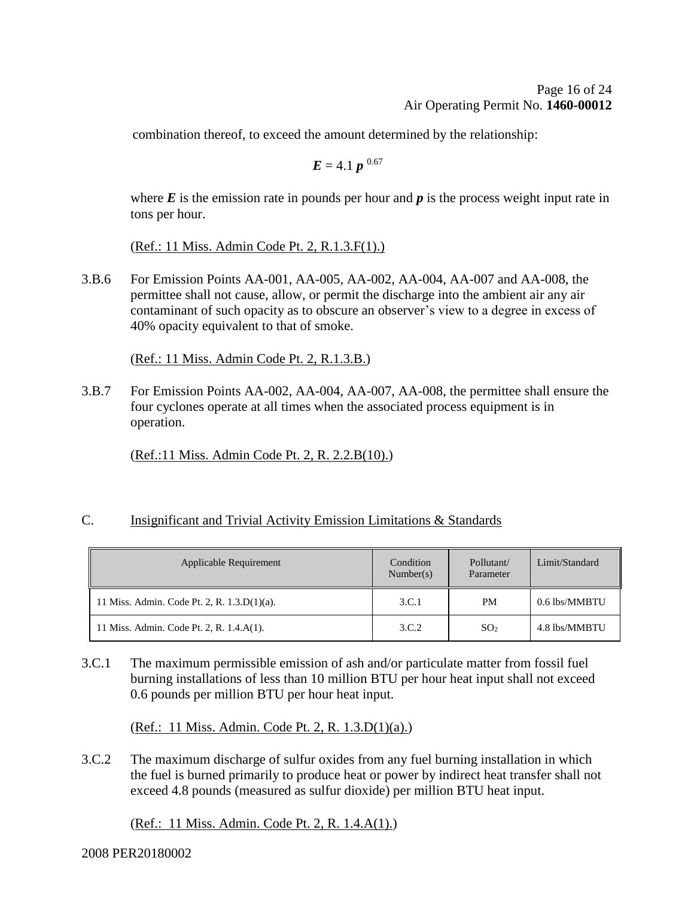combination thereof, to exceed the amount determined by the relationship:

$$E = 4.1\, p^{0.67}$$

where $E$ is the emission rate in pounds per hour and $p$ is the process weight input rate in tons per hour.

(Ref.: 11 Miss. Admin Code Pt. 2, R.1.3.F(1).)

3.B.6 For Emission Points AA-001, AA-005, AA-002, AA-004, AA-007 and AA-008, the permittee shall not cause, allow, or permit the discharge into the ambient air any air contaminant of such opacity as to obscure an observer's view to a degree in excess of 40% opacity equivalent to that of smoke.

(Ref.: 11 Miss. Admin Code Pt. 2, R.1.3.B.)

3.B.7 For Emission Points AA-002, AA-004, AA-007, AA-008, the permittee shall ensure the four cyclones operate at all times when the associated process equipment is in operation.

(Ref.:11 Miss. Admin Code Pt. 2, R. 2.2.B(10).)

C. Insignificant and Trivial Activity Emission Limitations & Standards

| Applicable Requirement | Condition Number(s) | Pollutant/ Parameter | Limit/Standard |
|---|---|---|---|
| 11 Miss. Admin. Code Pt. 2, R. 1.3.D(1)(a). | 3.C.1 | PM | 0.6 lbs/MMBTU |
| 11 Miss. Admin. Code Pt. 2, R. 1.4.A(1). | 3.C.2 | $SO_2$ | 4.8 lbs/MMBTU |

3.C.1 The maximum permissible emission of ash and/or particulate matter from fossil fuel burning installations of less than 10 million BTU per hour heat input shall not exceed 0.6 pounds per million BTU per hour heat input.

(Ref.: 11 Miss. Admin. Code Pt. 2, R. 1.3.D(1)(a).)

3.C.2 The maximum discharge of sulfur oxides from any fuel burning installation in which the fuel is burned primarily to produce heat or power by indirect heat transfer shall not exceed 4.8 pounds (measured as sulfur dioxide) per million BTU heat input.

(Ref.: 11 Miss. Admin. Code Pt. 2, R. 1.4.A(1).)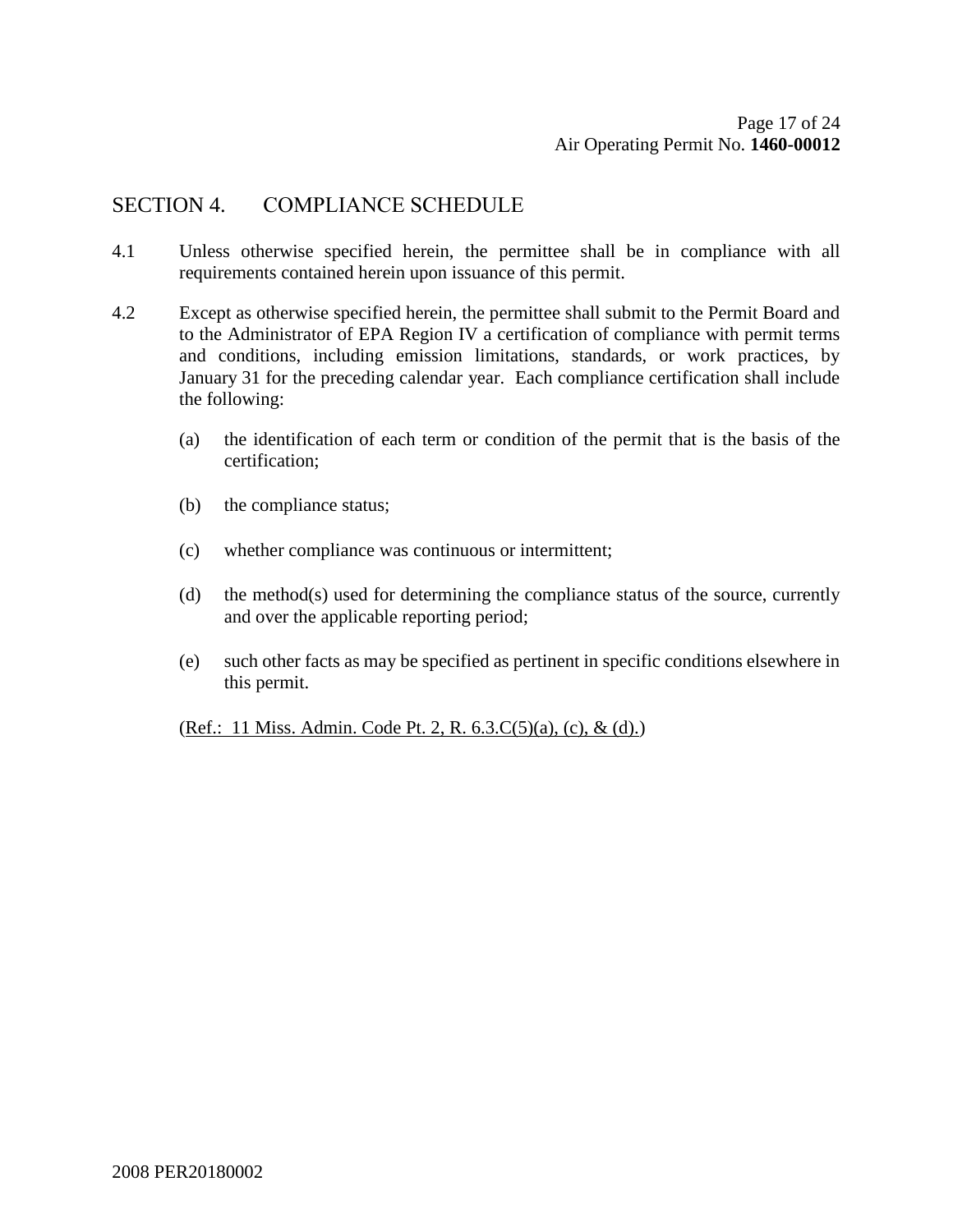## SECTION 4. COMPLIANCE SCHEDULE

4.1 Unless otherwise specified herein, the permittee shall be in compliance with all requirements contained herein upon issuance of this permit.

4.2 Except as otherwise specified herein, the permittee shall submit to the Permit Board and to the Administrator of EPA Region IV a certification of compliance with permit terms and conditions, including emission limitations, standards, or work practices, by January 31 for the preceding calendar year. Each compliance certification shall include the following:

(a) the identification of each term or condition of the permit that is the basis of the certification;

(b) the compliance status;

(c) whether compliance was continuous or intermittent;

(d) the method(s) used for determining the compliance status of the source, currently and over the applicable reporting period;

(e) such other facts as may be specified as pertinent in specific conditions elsewhere in this permit.

(Ref.: 11 Miss. Admin. Code Pt. 2, R. 6.3.C(5)(a), (c), & (d).)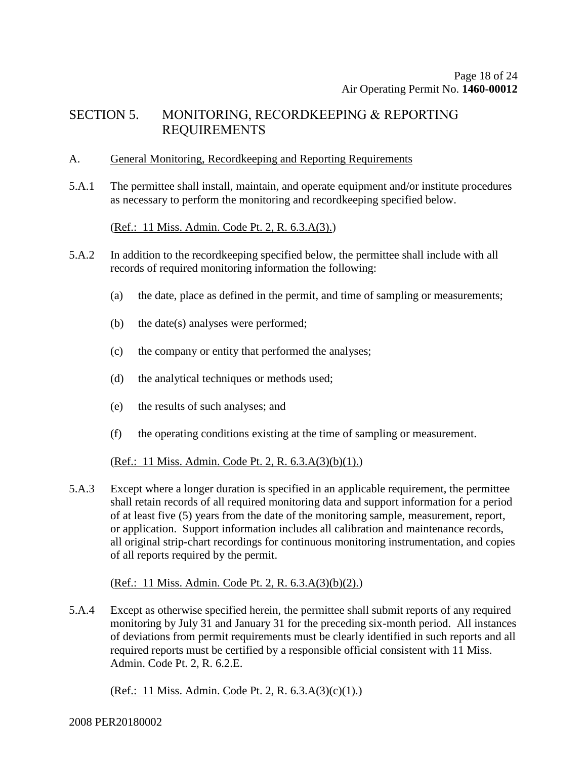## SECTION 5. MONITORING, RECORDKEEPING & REPORTING REQUIREMENTS

A. General Monitoring, Recordkeeping and Reporting Requirements

5.A.1 The permittee shall install, maintain, and operate equipment and/or institute procedures as necessary to perform the monitoring and recordkeeping specified below.

(Ref.: 11 Miss. Admin. Code Pt. 2, R. 6.3.A(3).)

5.A.2 In addition to the recordkeeping specified below, the permittee shall include with all records of required monitoring information the following:

(a) the date, place as defined in the permit, and time of sampling or measurements;

(b) the date(s) analyses were performed;

(c) the company or entity that performed the analyses;

(d) the analytical techniques or methods used;

(e) the results of such analyses; and

(f) the operating conditions existing at the time of sampling or measurement.

(Ref.: 11 Miss. Admin. Code Pt. 2, R. 6.3.A(3)(b)(1).)

5.A.3 Except where a longer duration is specified in an applicable requirement, the permittee shall retain records of all required monitoring data and support information for a period of at least five (5) years from the date of the monitoring sample, measurement, report, or application. Support information includes all calibration and maintenance records, all original strip-chart recordings for continuous monitoring instrumentation, and copies of all reports required by the permit.

(Ref.: 11 Miss. Admin. Code Pt. 2, R. 6.3.A(3)(b)(2).)

5.A.4 Except as otherwise specified herein, the permittee shall submit reports of any required monitoring by July 31 and January 31 for the preceding six-month period. All instances of deviations from permit requirements must be clearly identified in such reports and all required reports must be certified by a responsible official consistent with 11 Miss. Admin. Code Pt. 2, R. 6.2.E.

(Ref.: 11 Miss. Admin. Code Pt. 2, R. 6.3.A(3)(c)(1).)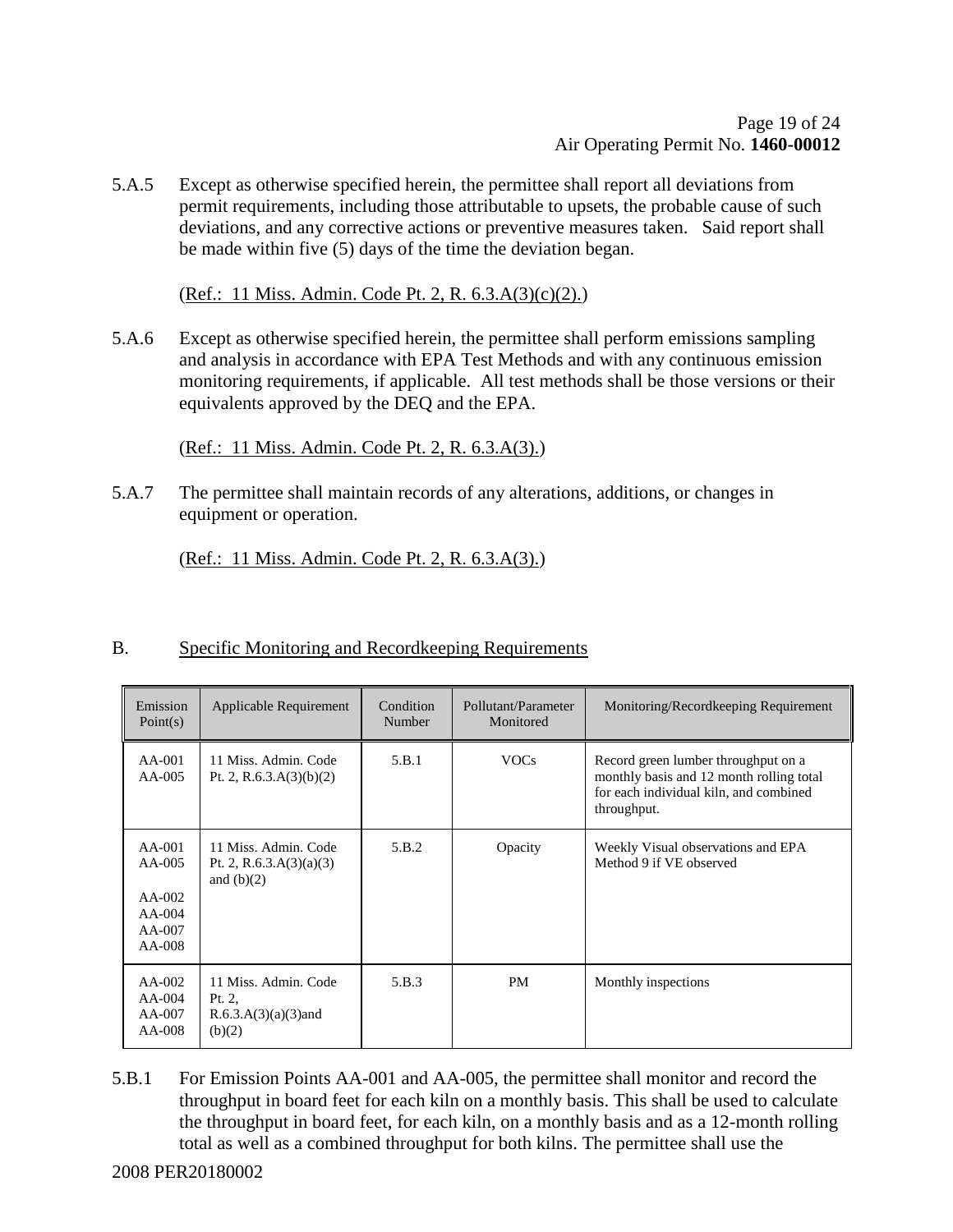5.A.5 Except as otherwise specified herein, the permittee shall report all deviations from permit requirements, including those attributable to upsets, the probable cause of such deviations, and any corrective actions or preventive measures taken. Said report shall be made within five (5) days of the time the deviation began.

(Ref.: 11 Miss. Admin. Code Pt. 2, R. 6.3.A(3)(c)(2).)

5.A.6 Except as otherwise specified herein, the permittee shall perform emissions sampling and analysis in accordance with EPA Test Methods and with any continuous emission monitoring requirements, if applicable. All test methods shall be those versions or their equivalents approved by the DEQ and the EPA.

(Ref.: 11 Miss. Admin. Code Pt. 2, R. 6.3.A(3).)

5.A.7 The permittee shall maintain records of any alterations, additions, or changes in equipment or operation.

(Ref.: 11 Miss. Admin. Code Pt. 2, R. 6.3.A(3).)

B. Specific Monitoring and Recordkeeping Requirements

| Emission Point(s) | Applicable Requirement | Condition Number | Pollutant/Parameter Monitored | Monitoring/Recordkeeping Requirement |
|---|---|---|---|---|
| AA-001 AA-005 | 11 Miss. Admin. Code Pt. 2, R.6.3.A(3)(b)(2) | 5.B.1 | VOCs | Record green lumber throughput on a monthly basis and 12 month rolling total for each individual kiln, and combined throughput. |
| AA-001 AA-005 AA-002 AA-004 AA-007 AA-008 | 11 Miss. Admin. Code Pt. 2, R.6.3.A(3)(a)(3) and (b)(2) | 5.B.2 | Opacity | Weekly Visual observations and EPA Method 9 if VE observed |
| AA-002 AA-004 AA-007 AA-008 | 11 Miss. Admin. Code Pt. 2, R.6.3.A(3)(a)(3)and (b)(2) | 5.B.3 | PM | Monthly inspections |

5.B.1 For Emission Points AA-001 and AA-005, the permittee shall monitor and record the throughput in board feet for each kiln on a monthly basis. This shall be used to calculate the throughput in board feet, for each kiln, on a monthly basis and as a 12-month rolling total as well as a combined throughput for both kilns. The permittee shall use the

2008 PER20180002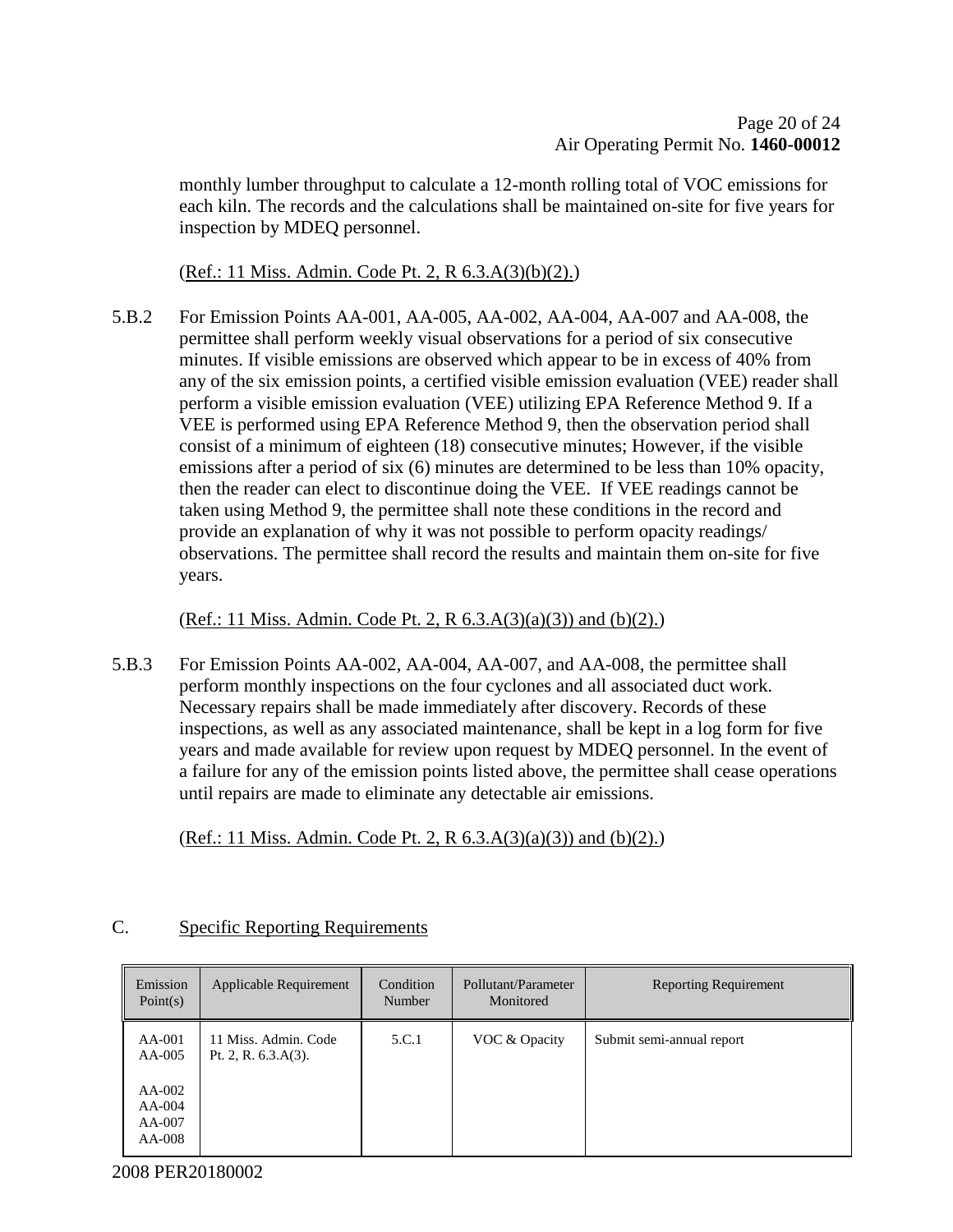monthly lumber throughput to calculate a 12-month rolling total of VOC emissions for each kiln. The records and the calculations shall be maintained on-site for five years for inspection by MDEQ personnel.

(Ref.: 11 Miss. Admin. Code Pt. 2, R 6.3.A(3)(b)(2).)

5.B.2 For Emission Points AA-001, AA-005, AA-002, AA-004, AA-007 and AA-008, the permittee shall perform weekly visual observations for a period of six consecutive minutes. If visible emissions are observed which appear to be in excess of 40% from any of the six emission points, a certified visible emission evaluation (VEE) reader shall perform a visible emission evaluation (VEE) utilizing EPA Reference Method 9. If a VEE is performed using EPA Reference Method 9, then the observation period shall consist of a minimum of eighteen (18) consecutive minutes; However, if the visible emissions after a period of six (6) minutes are determined to be less than 10% opacity, then the reader can elect to discontinue doing the VEE. If VEE readings cannot be taken using Method 9, the permittee shall note these conditions in the record and provide an explanation of why it was not possible to perform opacity readings/ observations. The permittee shall record the results and maintain them on-site for five years.

(Ref.: 11 Miss. Admin. Code Pt. 2, R 6.3.A(3)(a)(3)) and (b)(2).)

5.B.3 For Emission Points AA-002, AA-004, AA-007, and AA-008, the permittee shall perform monthly inspections on the four cyclones and all associated duct work. Necessary repairs shall be made immediately after discovery. Records of these inspections, as well as any associated maintenance, shall be kept in a log form for five years and made available for review upon request by MDEQ personnel. In the event of a failure for any of the emission points listed above, the permittee shall cease operations until repairs are made to eliminate any detectable air emissions.

(Ref.: 11 Miss. Admin. Code Pt. 2, R 6.3.A(3)(a)(3)) and (b)(2).)

## C. Specific Reporting Requirements

| Emission Point(s) | Applicable Requirement | Condition Number | Pollutant/Parameter Monitored | Reporting Requirement |
|---|---|---|---|---|
| AA-001<br>AA-005<br><br>AA-002<br>AA-004<br>AA-007<br>AA-008 | 11 Miss. Admin. Code Pt. 2, R. 6.3.A(3). | 5.C.1 | VOC & Opacity | Submit semi-annual report |

2008 PER20180002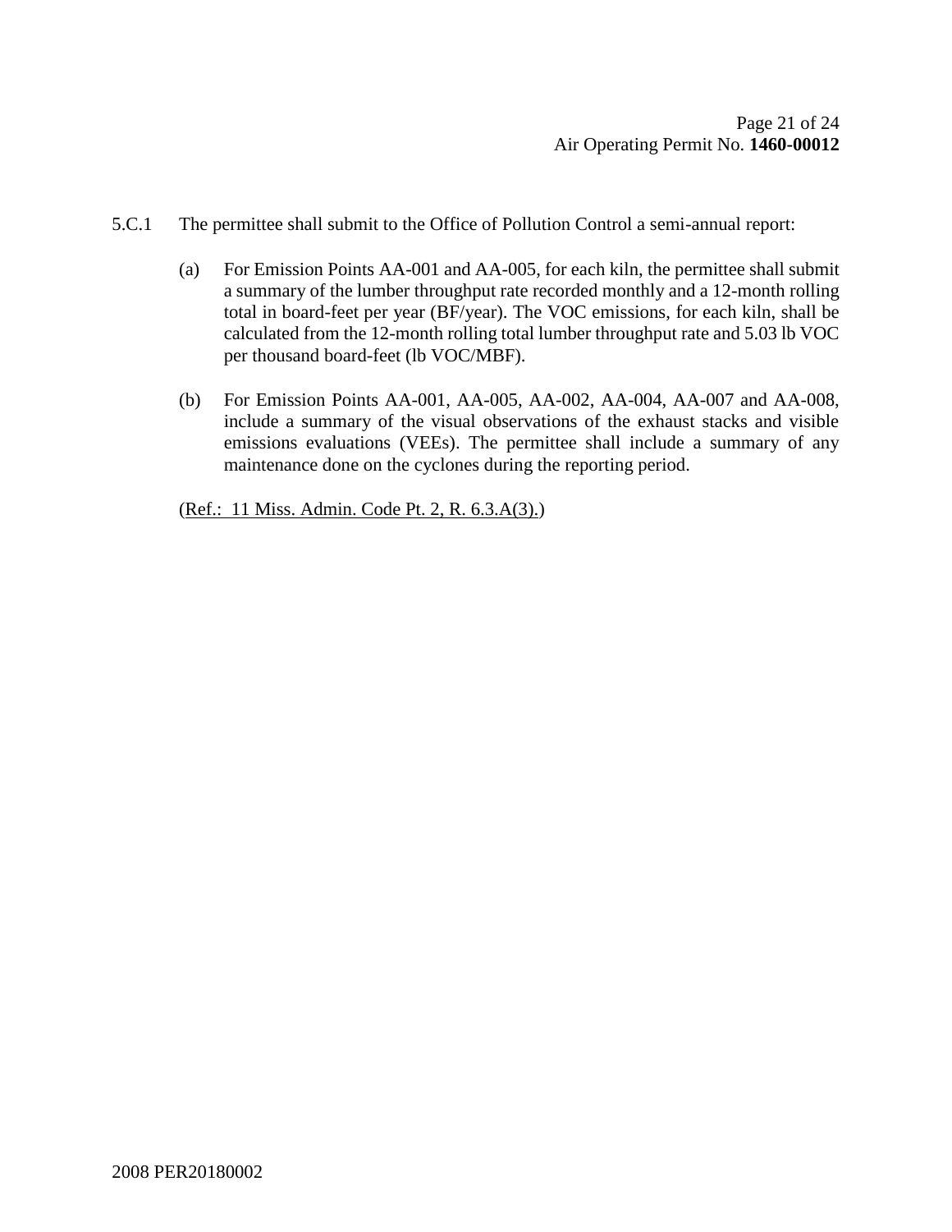5.C.1 The permittee shall submit to the Office of Pollution Control a semi-annual report:

(a) For Emission Points AA-001 and AA-005, for each kiln, the permittee shall submit a summary of the lumber throughput rate recorded monthly and a 12-month rolling total in board-feet per year (BF/year). The VOC emissions, for each kiln, shall be calculated from the 12-month rolling total lumber throughput rate and 5.03 lb VOC per thousand board-feet (lb VOC/MBF).

(b) For Emission Points AA-001, AA-005, AA-002, AA-004, AA-007 and AA-008, include a summary of the visual observations of the exhaust stacks and visible emissions evaluations (VEEs). The permittee shall include a summary of any maintenance done on the cyclones during the reporting period.

(Ref.: 11 Miss. Admin. Code Pt. 2, R. 6.3.A(3).)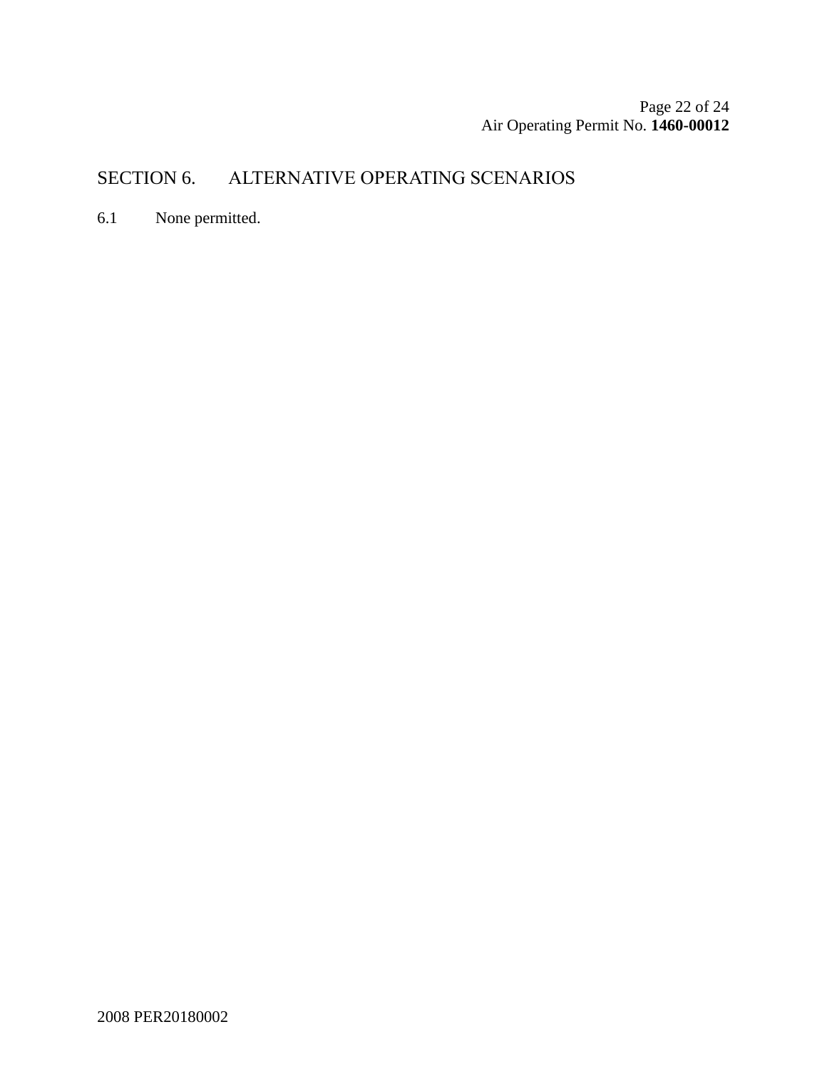## SECTION 6. ALTERNATIVE OPERATING SCENARIOS

6.1 None permitted.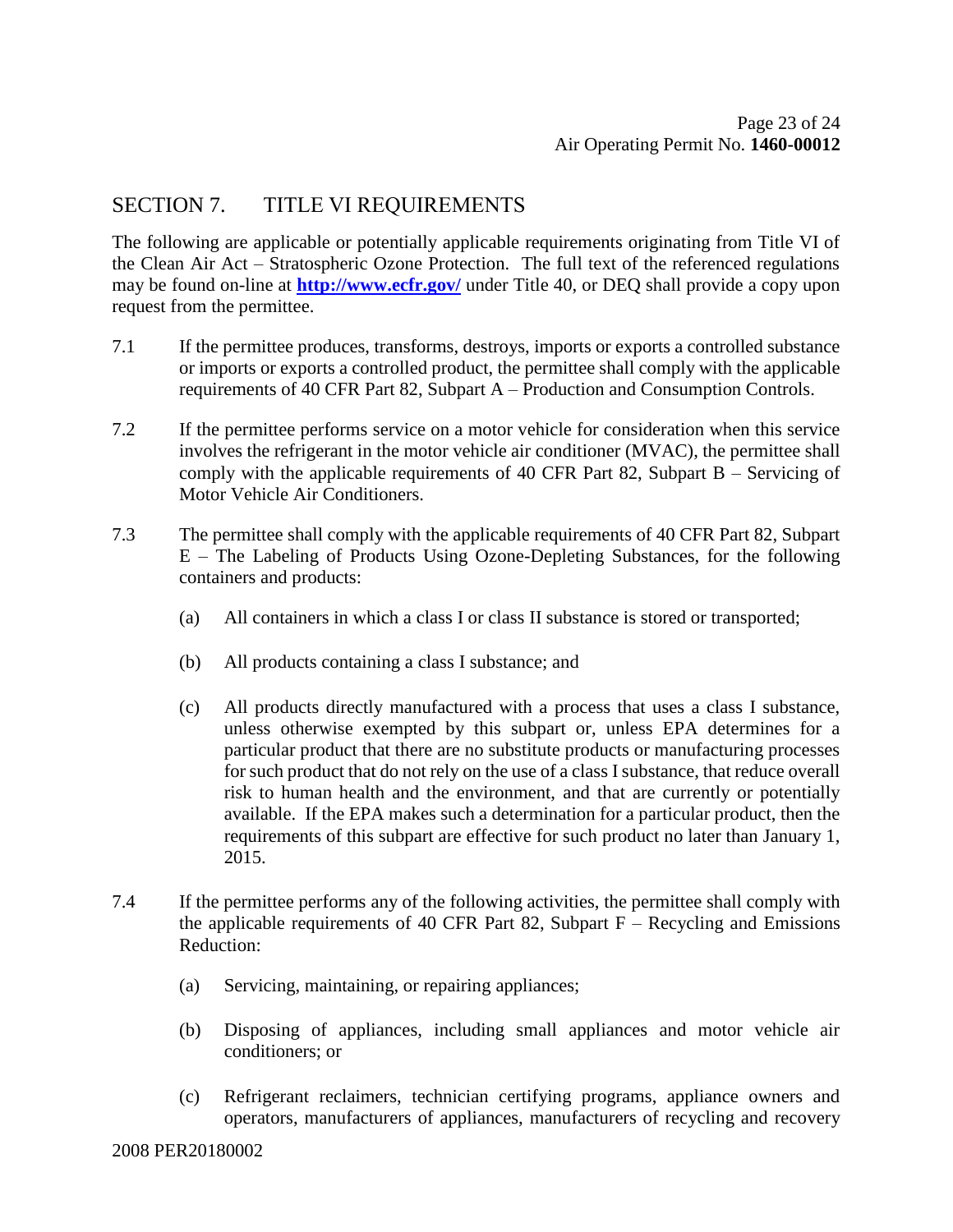## SECTION 7. TITLE VI REQUIREMENTS

The following are applicable or potentially applicable requirements originating from Title VI of the Clean Air Act – Stratospheric Ozone Protection. The full text of the referenced regulations may be found on-line at **http://www.ecfr.gov/** under Title 40, or DEQ shall provide a copy upon request from the permittee.

7.1 If the permittee produces, transforms, destroys, imports or exports a controlled substance or imports or exports a controlled product, the permittee shall comply with the applicable requirements of 40 CFR Part 82, Subpart A – Production and Consumption Controls.

7.2 If the permittee performs service on a motor vehicle for consideration when this service involves the refrigerant in the motor vehicle air conditioner (MVAC), the permittee shall comply with the applicable requirements of 40 CFR Part 82, Subpart B – Servicing of Motor Vehicle Air Conditioners.

7.3 The permittee shall comply with the applicable requirements of 40 CFR Part 82, Subpart E – The Labeling of Products Using Ozone-Depleting Substances, for the following containers and products:

(a) All containers in which a class I or class II substance is stored or transported;

(b) All products containing a class I substance; and

(c) All products directly manufactured with a process that uses a class I substance, unless otherwise exempted by this subpart or, unless EPA determines for a particular product that there are no substitute products or manufacturing processes for such product that do not rely on the use of a class I substance, that reduce overall risk to human health and the environment, and that are currently or potentially available. If the EPA makes such a determination for a particular product, then the requirements of this subpart are effective for such product no later than January 1, 2015.

7.4 If the permittee performs any of the following activities, the permittee shall comply with the applicable requirements of 40 CFR Part 82, Subpart F – Recycling and Emissions Reduction:

(a) Servicing, maintaining, or repairing appliances;

(b) Disposing of appliances, including small appliances and motor vehicle air conditioners; or

(c) Refrigerant reclaimers, technician certifying programs, appliance owners and operators, manufacturers of appliances, manufacturers of recycling and recovery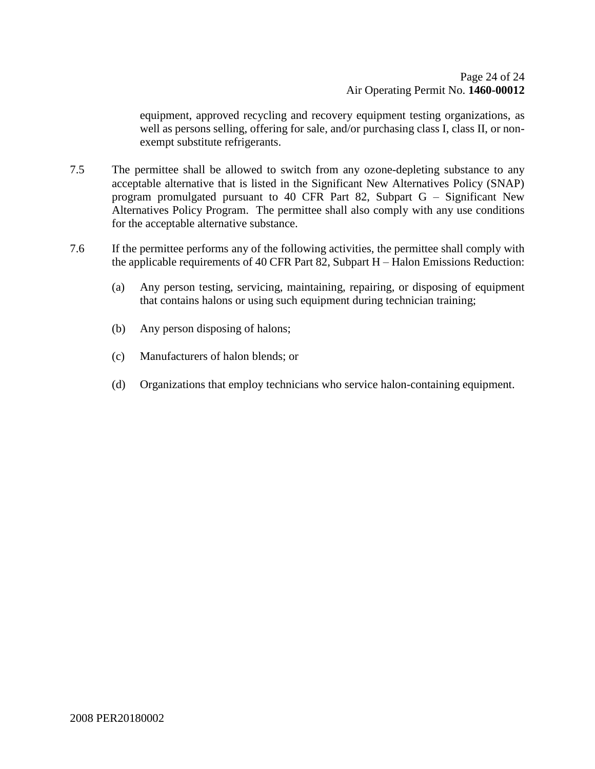equipment, approved recycling and recovery equipment testing organizations, as well as persons selling, offering for sale, and/or purchasing class I, class II, or non-exempt substitute refrigerants.

7.5 The permittee shall be allowed to switch from any ozone-depleting substance to any acceptable alternative that is listed in the Significant New Alternatives Policy (SNAP) program promulgated pursuant to 40 CFR Part 82, Subpart G – Significant New Alternatives Policy Program. The permittee shall also comply with any use conditions for the acceptable alternative substance.

7.6 If the permittee performs any of the following activities, the permittee shall comply with the applicable requirements of 40 CFR Part 82, Subpart H – Halon Emissions Reduction:

(a) Any person testing, servicing, maintaining, repairing, or disposing of equipment that contains halons or using such equipment during technician training;

(b) Any person disposing of halons;

(c) Manufacturers of halon blends; or

(d) Organizations that employ technicians who service halon-containing equipment.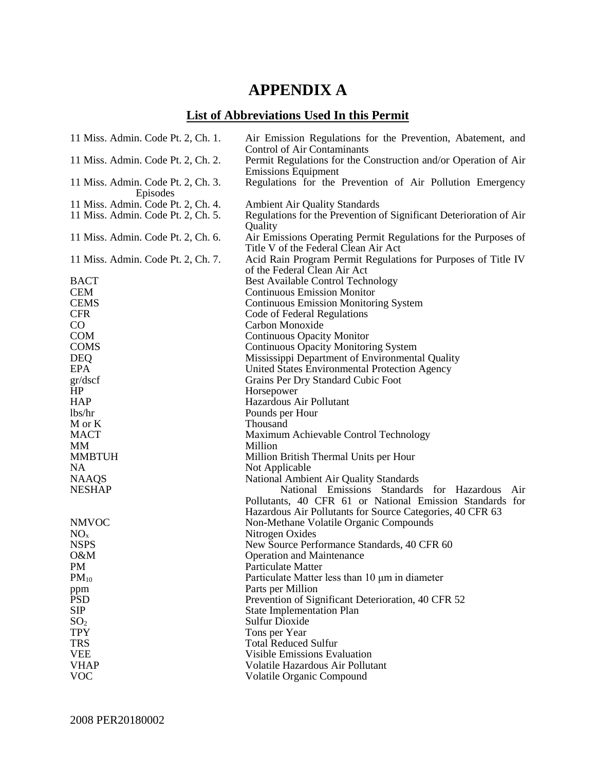# APPENDIX A

## List of Abbreviations Used In this Permit

| | |
|---|---|
| 11 Miss. Admin. Code Pt. 2, Ch. 1. | Air Emission Regulations for the Prevention, Abatement, and Control of Air Contaminants |
| 11 Miss. Admin. Code Pt. 2, Ch. 2. | Permit Regulations for the Construction and/or Operation of Air Emissions Equipment |
| 11 Miss. Admin. Code Pt. 2, Ch. 3. | Regulations for the Prevention of Air Pollution Emergency Episodes |
| 11 Miss. Admin. Code Pt. 2, Ch. 4. | Ambient Air Quality Standards |
| 11 Miss. Admin. Code Pt. 2, Ch. 5. | Regulations for the Prevention of Significant Deterioration of Air Quality |
| 11 Miss. Admin. Code Pt. 2, Ch. 6. | Air Emissions Operating Permit Regulations for the Purposes of Title V of the Federal Clean Air Act |
| 11 Miss. Admin. Code Pt. 2, Ch. 7. | Acid Rain Program Permit Regulations for Purposes of Title IV of the Federal Clean Air Act |
| BACT | Best Available Control Technology |
| CEM | Continuous Emission Monitor |
| CEMS | Continuous Emission Monitoring System |
| CFR | Code of Federal Regulations |
| CO | Carbon Monoxide |
| COM | Continuous Opacity Monitor |
| COMS | Continuous Opacity Monitoring System |
| DEQ | Mississippi Department of Environmental Quality |
| EPA | United States Environmental Protection Agency |
| gr/dscf | Grains Per Dry Standard Cubic Foot |
| HP | Horsepower |
| HAP | Hazardous Air Pollutant |
| lbs/hr | Pounds per Hour |
| M or K | Thousand |
| MACT | Maximum Achievable Control Technology |
| MM | Million |
| MMBTUH | Million British Thermal Units per Hour |
| NA | Not Applicable |
| NAAQS | National Ambient Air Quality Standards |
| NESHAP | National Emissions Standards for Hazardous Air Pollutants, 40 CFR 61 or National Emission Standards for Hazardous Air Pollutants for Source Categories, 40 CFR 63 |
| NMVOC | Non-Methane Volatile Organic Compounds |
| $NO_x$ | Nitrogen Oxides |
| NSPS | New Source Performance Standards, 40 CFR 60 |
| O&M | Operation and Maintenance |
| PM | Particulate Matter |
| $PM_{10}$ | Particulate Matter less than 10 μm in diameter |
| ppm | Parts per Million |
| PSD | Prevention of Significant Deterioration, 40 CFR 52 |
| SIP | State Implementation Plan |
| $SO_2$ | Sulfur Dioxide |
| TPY | Tons per Year |
| TRS | Total Reduced Sulfur |
| VEE | Visible Emissions Evaluation |
| VHAP | Volatile Hazardous Air Pollutant |
| VOC | Volatile Organic Compound |